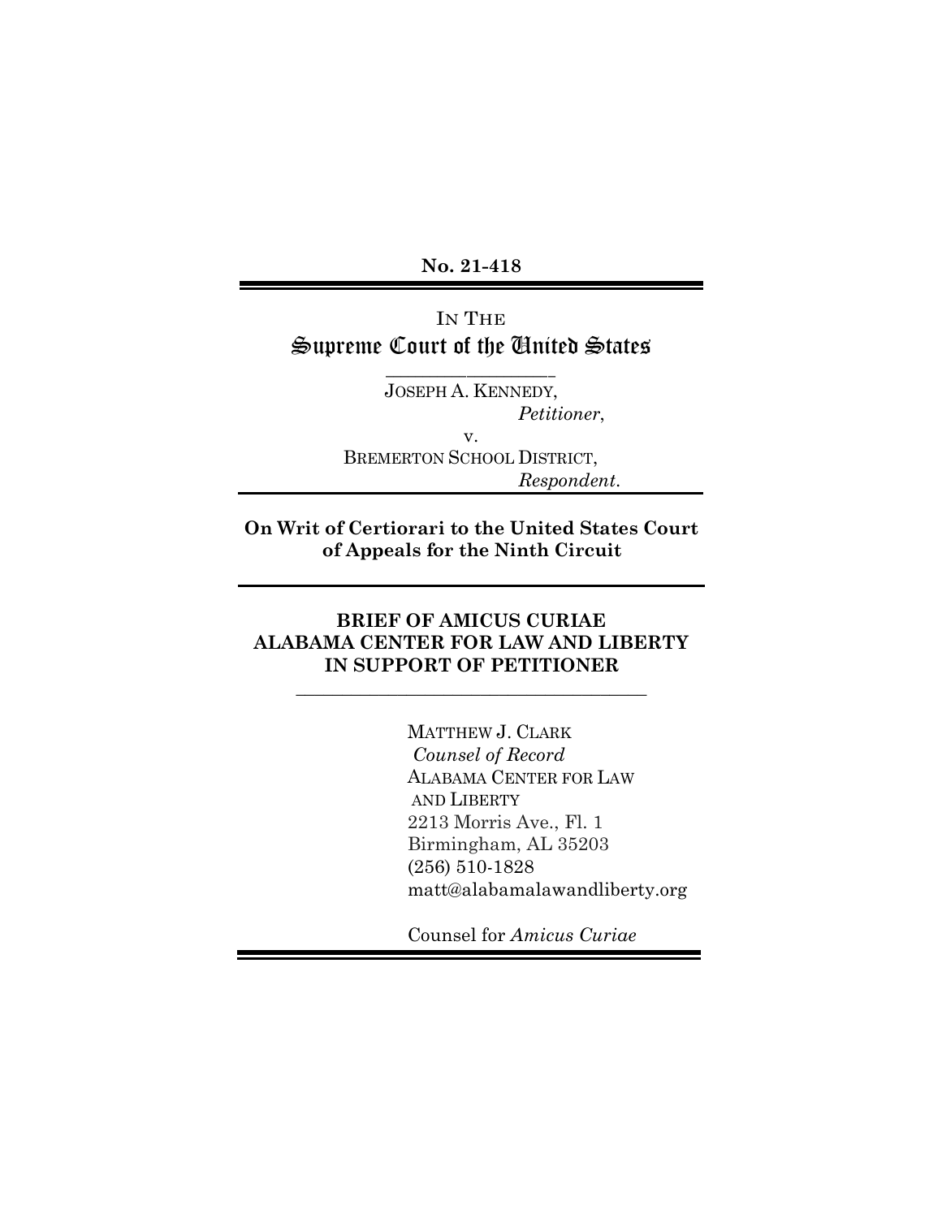**No. 21-418**

IN THE
# Supreme Court of the United States

JOSEPH A. KENNEDY,
*Petitioner*,
v.
BREMERTON SCHOOL DISTRICT,
*Respondent*.

**On Writ of Certiorari to the United States Court of Appeals for the Ninth Circuit**

**BRIEF OF AMICUS CURIAE ALABAMA CENTER FOR LAW AND LIBERTY IN SUPPORT OF PETITIONER**

MATTHEW J. CLARK
*Counsel of Record*
ALABAMA CENTER FOR LAW AND LIBERTY
2213 Morris Ave., Fl. 1
Birmingham, AL 35203
(256) 510-1828
matt@alabamalawandliberty.org

Counsel for *Amicus Curiae*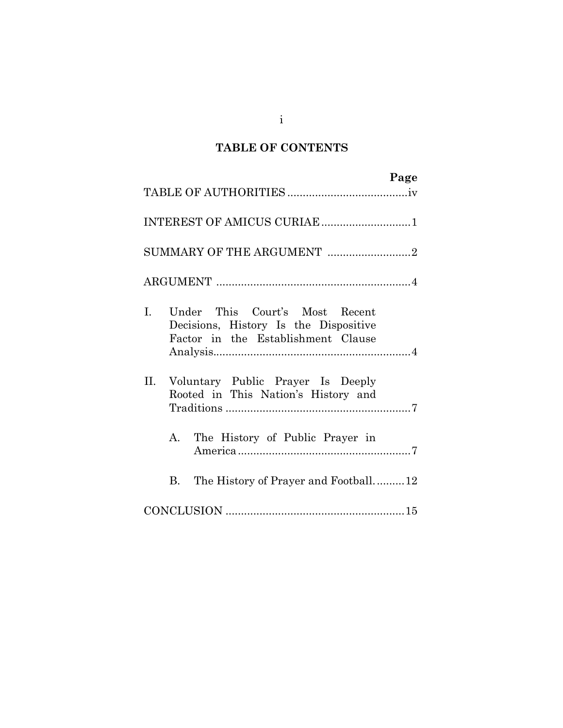## TABLE OF CONTENTS

| | Page |
|---|---|
| TABLE OF AUTHORITIES | iv |
| INTEREST OF AMICUS CURIAE | 1 |
| SUMMARY OF THE ARGUMENT | 2 |
| ARGUMENT | 4 |
| I. Under This Court's Most Recent Decisions, History Is the Dispositive Factor in the Establishment Clause Analysis | 4 |
| II. Voluntary Public Prayer Is Deeply Rooted in This Nation's History and Traditions | 7 |
| A. The History of Public Prayer in America | 7 |
| B. The History of Prayer and Football | 12 |
| CONCLUSION | 15 |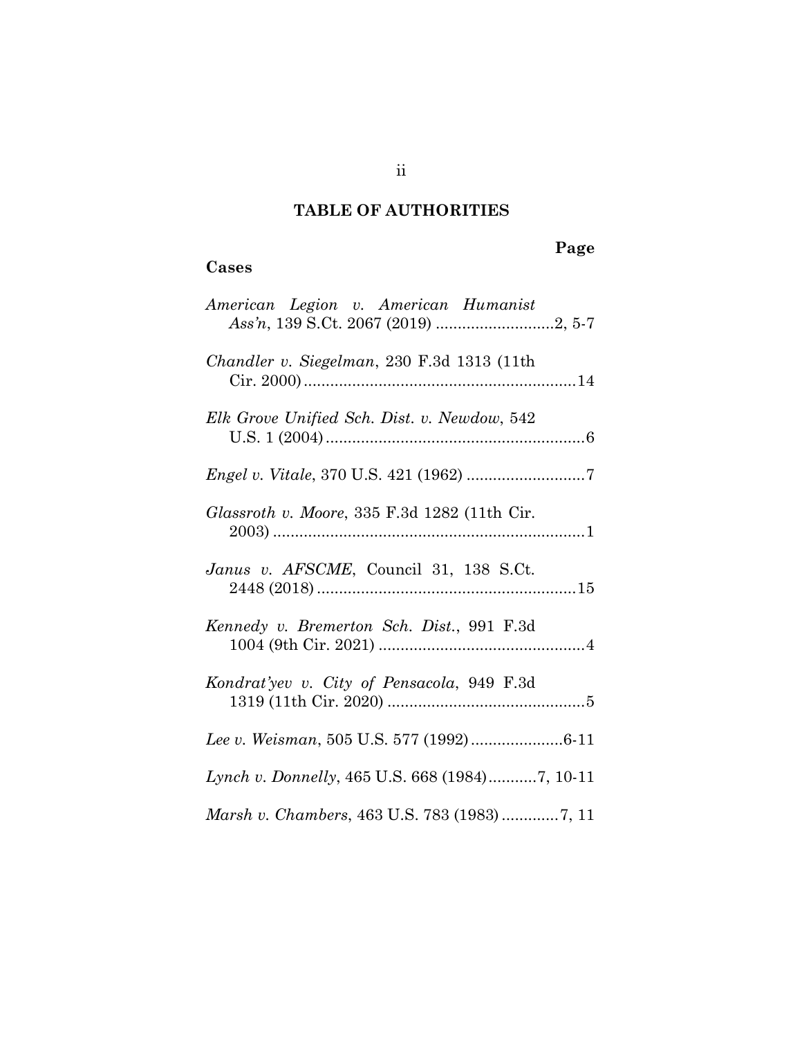## TABLE OF AUTHORITIES

**Cases** | **Page**

*American Legion v. American Humanist Ass'n*, 139 S.Ct. 2067 (2019) ....................2, 5-7

*Chandler v. Siegelman*, 230 F.3d 1313 (11th Cir. 2000) ....................14

*Elk Grove Unified Sch. Dist. v. Newdow*, 542 U.S. 1 (2004) ....................6

*Engel v. Vitale*, 370 U.S. 421 (1962) ....................7

*Glassroth v. Moore*, 335 F.3d 1282 (11th Cir. 2003) ....................1

*Janus v. AFSCME*, Council 31, 138 S.Ct. 2448 (2018) ....................15

*Kennedy v. Bremerton Sch. Dist.*, 991 F.3d 1004 (9th Cir. 2021) ....................4

*Kondrat'yev v. City of Pensacola*, 949 F.3d 1319 (11th Cir. 2020) ....................5

*Lee v. Weisman*, 505 U.S. 577 (1992) ....................6-11

*Lynch v. Donnelly*, 465 U.S. 668 (1984) ....................7, 10-11

*Marsh v. Chambers*, 463 U.S. 783 (1983) ....................7, 11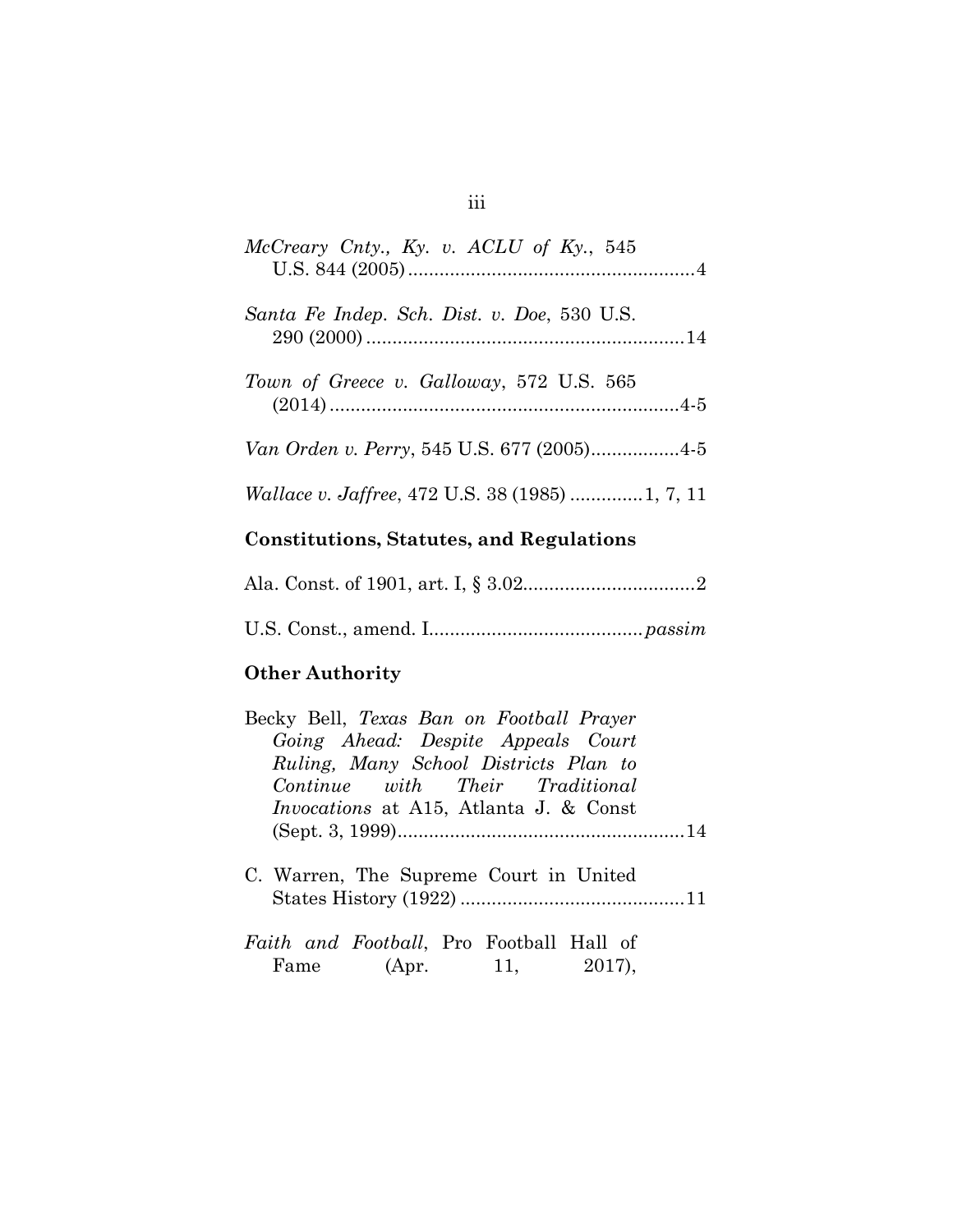*McCreary Cnty., Ky. v. ACLU of Ky.*, 545 U.S. 844 (2005).......................................................4

*Santa Fe Indep. Sch. Dist. v. Doe*, 530 U.S. 290 (2000).............................................................14

*Town of Greece v. Galloway*, 572 U.S. 565 (2014)....................................................................4-5

*Van Orden v. Perry*, 545 U.S. 677 (2005)..................4-5

*Wallace v. Jaffree*, 472 U.S. 38 (1985) ..............1, 7, 11

**Constitutions, Statutes, and Regulations**

Ala. Const. of 1901, art. I, § 3.02.................................2

U.S. Const., amend. I.........................................*passim*

**Other Authority**

Becky Bell, *Texas Ban on Football Prayer Going Ahead: Despite Appeals Court Ruling, Many School Districts Plan to Continue with Their Traditional Invocations* at A15, Atlanta J. & Const (Sept. 3, 1999).......................................................14

C. Warren, The Supreme Court in United States History (1922)...........................................11

*Faith and Football*, Pro Football Hall of Fame (Apr. 11, 2017),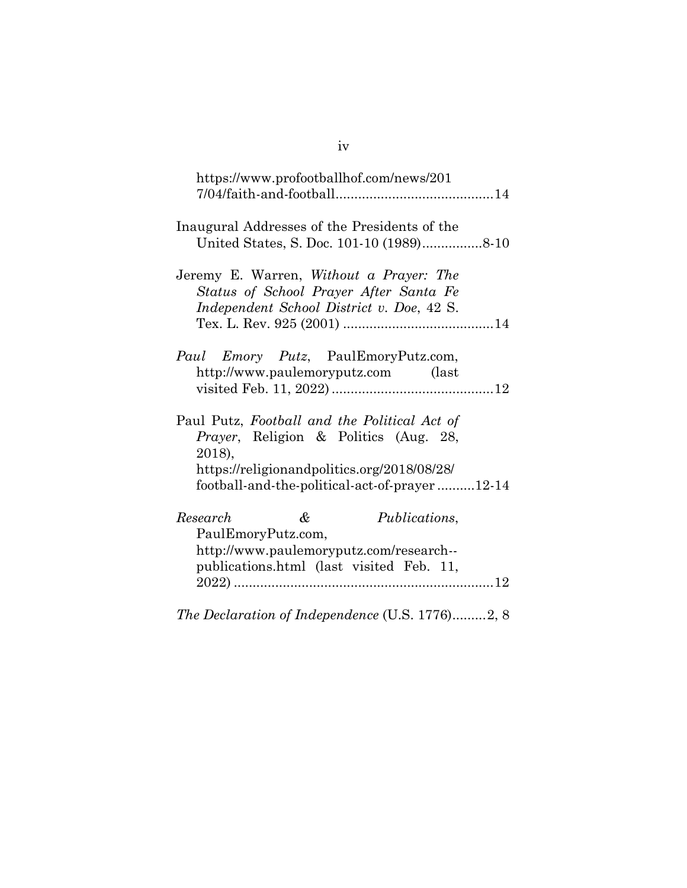https://www.profootballhof.com/news/2017/04/faith-and-football.........................................14

Inaugural Addresses of the Presidents of the United States, S. Doc. 101-10 (1989)................8-10

Jeremy E. Warren, *Without a Prayer: The Status of School Prayer After Santa Fe Independent School District v. Doe*, 42 S. Tex. L. Rev. 925 (2001) ........................................14

*Paul Emory Putz*, PaulEmoryPutz.com, http://www.paulemoryputz.com (last visited Feb. 11, 2022)...........................................12

Paul Putz, *Football and the Political Act of Prayer*, Religion & Politics (Aug. 28, 2018), https://religionandpolitics.org/2018/08/28/football-and-the-political-act-of-prayer..........12-14

*Research & Publications*, PaulEmoryPutz.com, http://www.paulemoryputz.com/research--publications.html (last visited Feb. 11, 2022).....................................................................12

*The Declaration of Independence* (U.S. 1776).........2, 8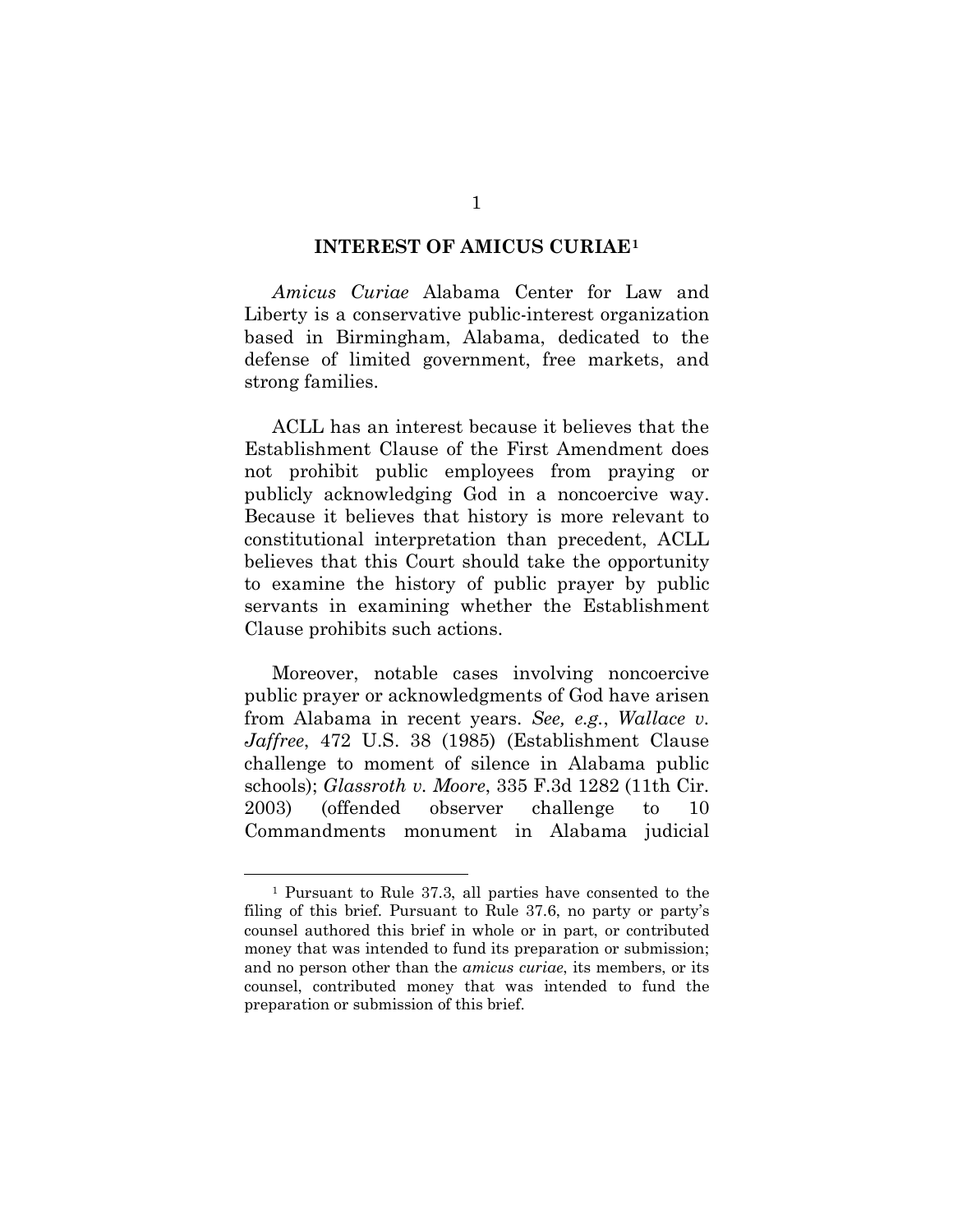## INTEREST OF AMICUS CURIAE[1]

*Amicus Curiae* Alabama Center for Law and Liberty is a conservative public-interest organization based in Birmingham, Alabama, dedicated to the defense of limited government, free markets, and strong families.

ACLL has an interest because it believes that the Establishment Clause of the First Amendment does not prohibit public employees from praying or publicly acknowledging God in a noncoercive way. Because it believes that history is more relevant to constitutional interpretation than precedent, ACLL believes that this Court should take the opportunity to examine the history of public prayer by public servants in examining whether the Establishment Clause prohibits such actions.

Moreover, notable cases involving noncoercive public prayer or acknowledgments of God have arisen from Alabama in recent years. *See, e.g.*, *Wallace v. Jaffree*, 472 U.S. 38 (1985) (Establishment Clause challenge to moment of silence in Alabama public schools); *Glassroth v. Moore*, 335 F.3d 1282 (11th Cir. 2003) (offended observer challenge to 10 Commandments monument in Alabama judicial

---

[1] Pursuant to Rule 37.3, all parties have consented to the filing of this brief. Pursuant to Rule 37.6, no party or party's counsel authored this brief in whole or in part, or contributed money that was intended to fund its preparation or submission; and no person other than the *amicus curiae*, its members, or its counsel, contributed money that was intended to fund the preparation or submission of this brief.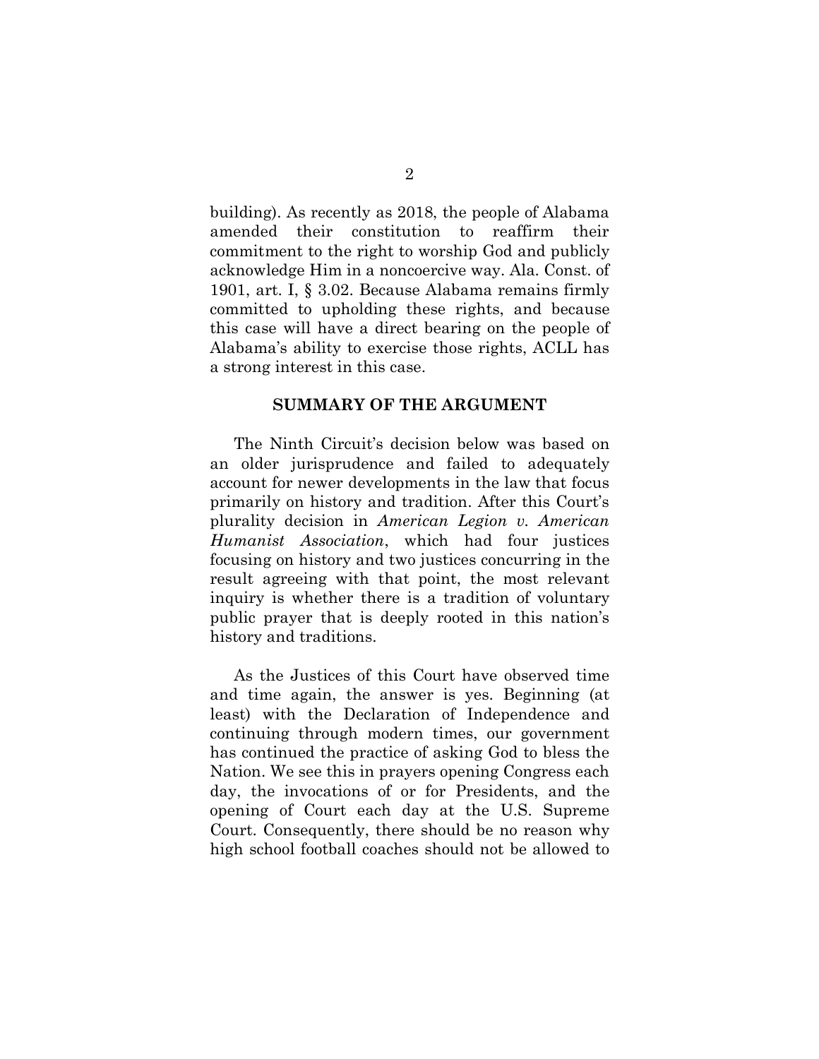building). As recently as 2018, the people of Alabama amended their constitution to reaffirm their commitment to the right to worship God and publicly acknowledge Him in a noncoercive way. Ala. Const. of 1901, art. I, § 3.02. Because Alabama remains firmly committed to upholding these rights, and because this case will have a direct bearing on the people of Alabama's ability to exercise those rights, ACLL has a strong interest in this case.

## SUMMARY OF THE ARGUMENT

The Ninth Circuit's decision below was based on an older jurisprudence and failed to adequately account for newer developments in the law that focus primarily on history and tradition. After this Court's plurality decision in *American Legion v. American Humanist Association*, which had four justices focusing on history and two justices concurring in the result agreeing with that point, the most relevant inquiry is whether there is a tradition of voluntary public prayer that is deeply rooted in this nation's history and traditions.

As the Justices of this Court have observed time and time again, the answer is yes. Beginning (at least) with the Declaration of Independence and continuing through modern times, our government has continued the practice of asking God to bless the Nation. We see this in prayers opening Congress each day, the invocations of or for Presidents, and the opening of Court each day at the U.S. Supreme Court. Consequently, there should be no reason why high school football coaches should not be allowed to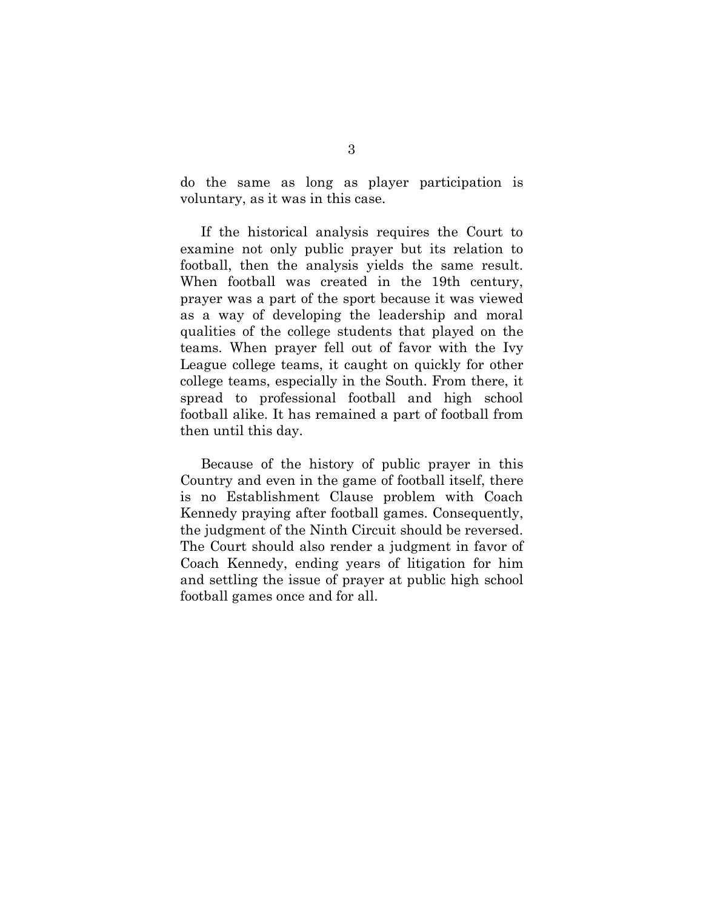do the same as long as player participation is voluntary, as it was in this case.

If the historical analysis requires the Court to examine not only public prayer but its relation to football, then the analysis yields the same result. When football was created in the 19th century, prayer was a part of the sport because it was viewed as a way of developing the leadership and moral qualities of the college students that played on the teams. When prayer fell out of favor with the Ivy League college teams, it caught on quickly for other college teams, especially in the South. From there, it spread to professional football and high school football alike. It has remained a part of football from then until this day.

Because of the history of public prayer in this Country and even in the game of football itself, there is no Establishment Clause problem with Coach Kennedy praying after football games. Consequently, the judgment of the Ninth Circuit should be reversed. The Court should also render a judgment in favor of Coach Kennedy, ending years of litigation for him and settling the issue of prayer at public high school football games once and for all.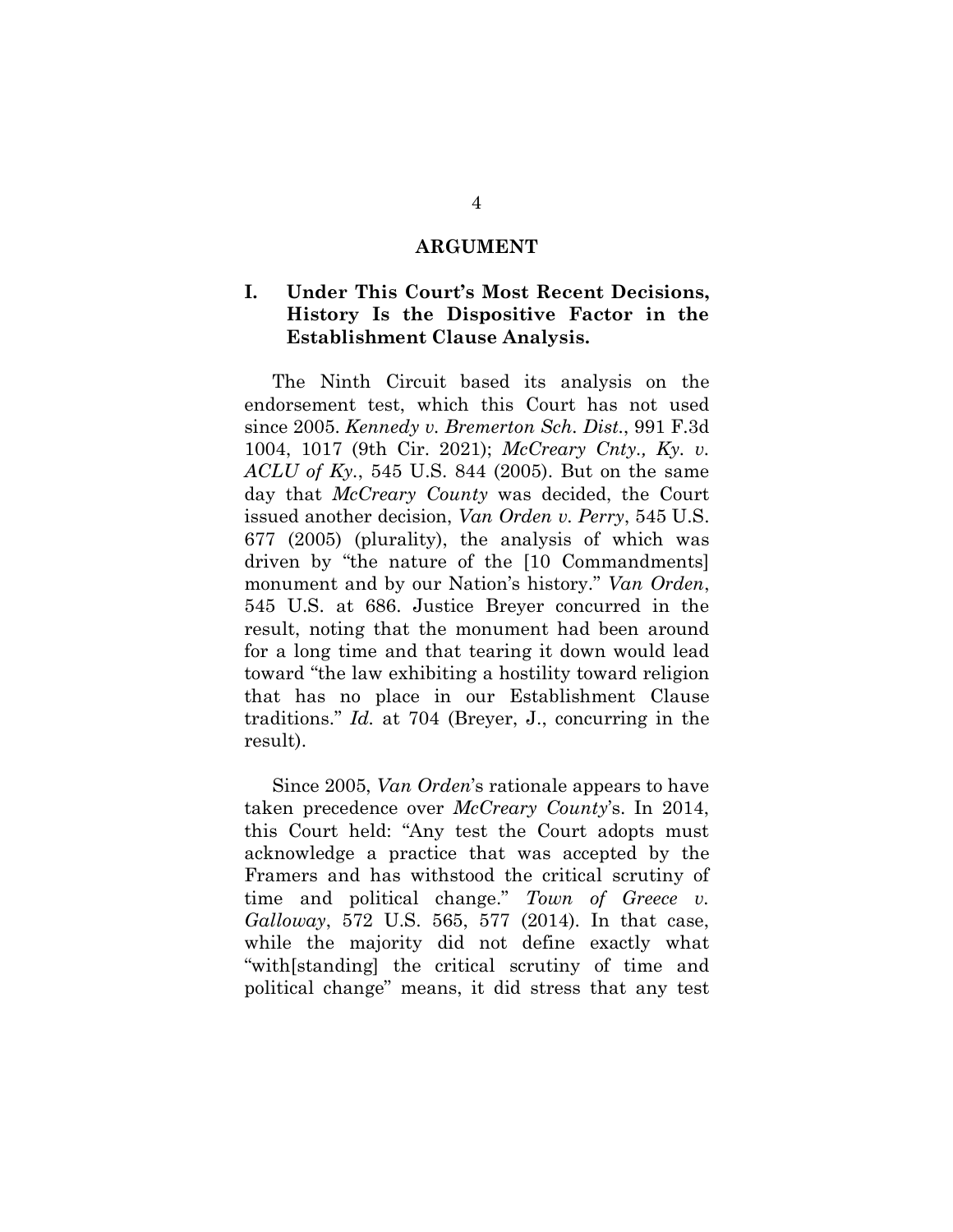## ARGUMENT

### I. Under This Court's Most Recent Decisions, History Is the Dispositive Factor in the Establishment Clause Analysis.

The Ninth Circuit based its analysis on the endorsement test, which this Court has not used since 2005. *Kennedy v. Bremerton Sch. Dist.*, 991 F.3d 1004, 1017 (9th Cir. 2021); *McCreary Cnty., Ky. v. ACLU of Ky.*, 545 U.S. 844 (2005). But on the same day that *McCreary County* was decided, the Court issued another decision, *Van Orden v. Perry*, 545 U.S. 677 (2005) (plurality), the analysis of which was driven by "the nature of the [10 Commandments] monument and by our Nation's history." *Van Orden*, 545 U.S. at 686. Justice Breyer concurred in the result, noting that the monument had been around for a long time and that tearing it down would lead toward "the law exhibiting a hostility toward religion that has no place in our Establishment Clause traditions." *Id.* at 704 (Breyer, J., concurring in the result).

Since 2005, *Van Orden*'s rationale appears to have taken precedence over *McCreary County*'s. In 2014, this Court held: "Any test the Court adopts must acknowledge a practice that was accepted by the Framers and has withstood the critical scrutiny of time and political change." *Town of Greece v. Galloway*, 572 U.S. 565, 577 (2014). In that case, while the majority did not define exactly what "with[standing] the critical scrutiny of time and political change" means, it did stress that any test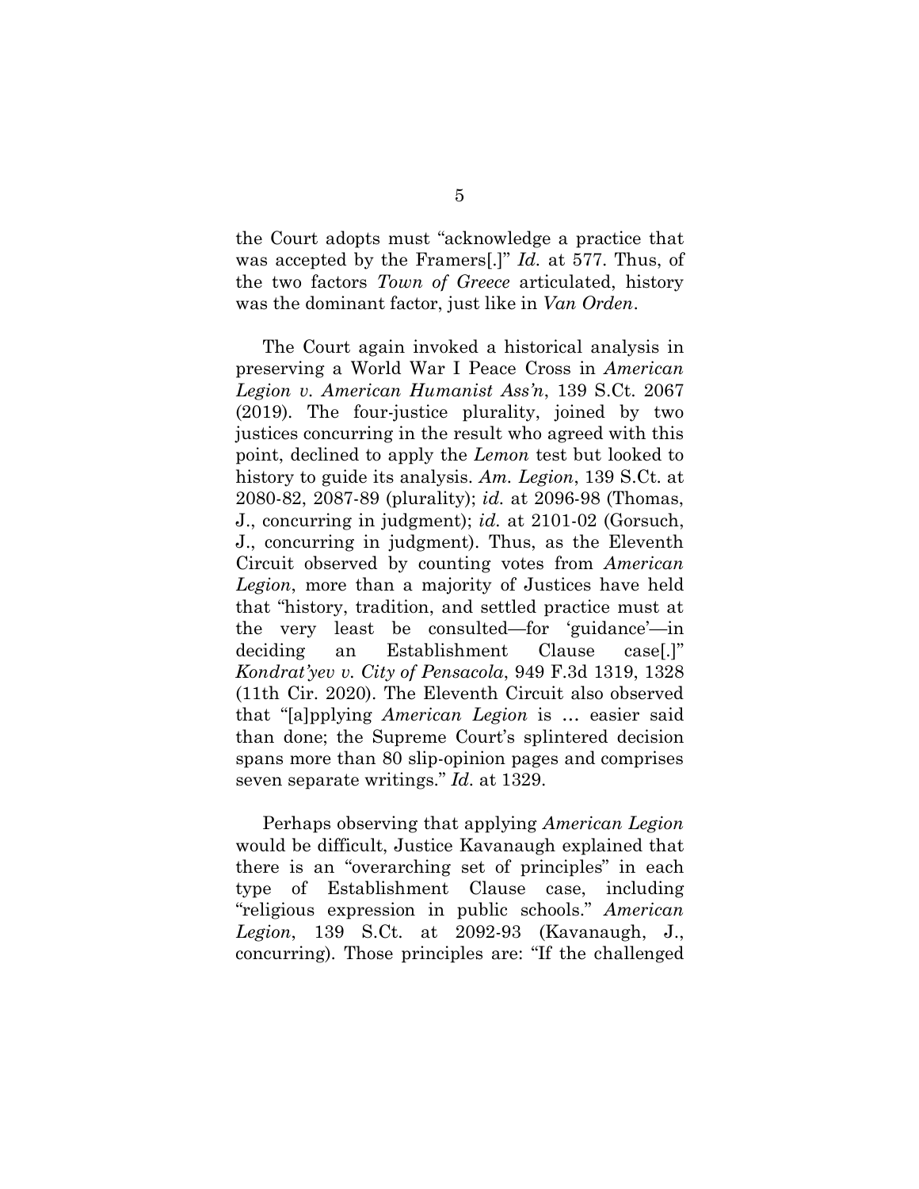the Court adopts must "acknowledge a practice that was accepted by the Framers[.]" *Id.* at 577. Thus, of the two factors *Town of Greece* articulated, history was the dominant factor, just like in *Van Orden*.

The Court again invoked a historical analysis in preserving a World War I Peace Cross in *American Legion v. American Humanist Ass'n*, 139 S.Ct. 2067 (2019). The four-justice plurality, joined by two justices concurring in the result who agreed with this point, declined to apply the *Lemon* test but looked to history to guide its analysis. *Am. Legion*, 139 S.Ct. at 2080-82, 2087-89 (plurality); *id.* at 2096-98 (Thomas, J., concurring in judgment); *id.* at 2101-02 (Gorsuch, J., concurring in judgment). Thus, as the Eleventh Circuit observed by counting votes from *American Legion*, more than a majority of Justices have held that "history, tradition, and settled practice must at the very least be consulted—for 'guidance'—in deciding an Establishment Clause case[.]" *Kondrat'yev v. City of Pensacola*, 949 F.3d 1319, 1328 (11th Cir. 2020). The Eleventh Circuit also observed that "[a]pplying *American Legion* is … easier said than done; the Supreme Court's splintered decision spans more than 80 slip-opinion pages and comprises seven separate writings." *Id.* at 1329.

Perhaps observing that applying *American Legion* would be difficult, Justice Kavanaugh explained that there is an "overarching set of principles" in each type of Establishment Clause case, including "religious expression in public schools." *American Legion*, 139 S.Ct. at 2092-93 (Kavanaugh, J., concurring). Those principles are: "If the challenged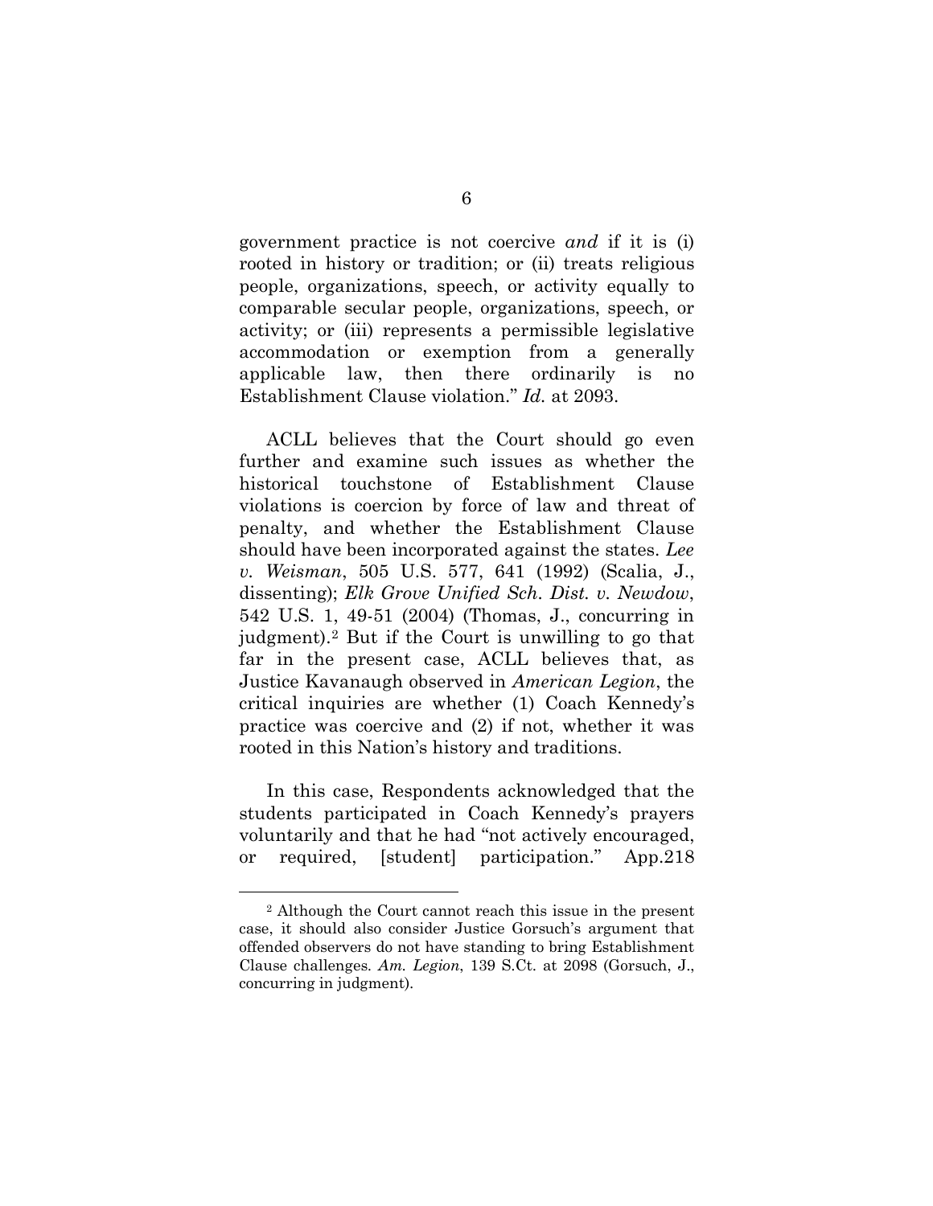government practice is not coercive *and* if it is (i) rooted in history or tradition; or (ii) treats religious people, organizations, speech, or activity equally to comparable secular people, organizations, speech, or activity; or (iii) represents a permissible legislative accommodation or exemption from a generally applicable law, then there ordinarily is no Establishment Clause violation." *Id.* at 2093.

ACLL believes that the Court should go even further and examine such issues as whether the historical touchstone of Establishment Clause violations is coercion by force of law and threat of penalty, and whether the Establishment Clause should have been incorporated against the states. *Lee v. Weisman*, 505 U.S. 577, 641 (1992) (Scalia, J., dissenting); *Elk Grove Unified Sch. Dist. v. Newdow*, 542 U.S. 1, 49-51 (2004) (Thomas, J., concurring in judgment).[2] But if the Court is unwilling to go that far in the present case, ACLL believes that, as Justice Kavanaugh observed in *American Legion*, the critical inquiries are whether (1) Coach Kennedy's practice was coercive and (2) if not, whether it was rooted in this Nation's history and traditions.

In this case, Respondents acknowledged that the students participated in Coach Kennedy's prayers voluntarily and that he had "not actively encouraged, or required, [student] participation." App.218

[2] Although the Court cannot reach this issue in the present case, it should also consider Justice Gorsuch's argument that offended observers do not have standing to bring Establishment Clause challenges. *Am. Legion*, 139 S.Ct. at 2098 (Gorsuch, J., concurring in judgment).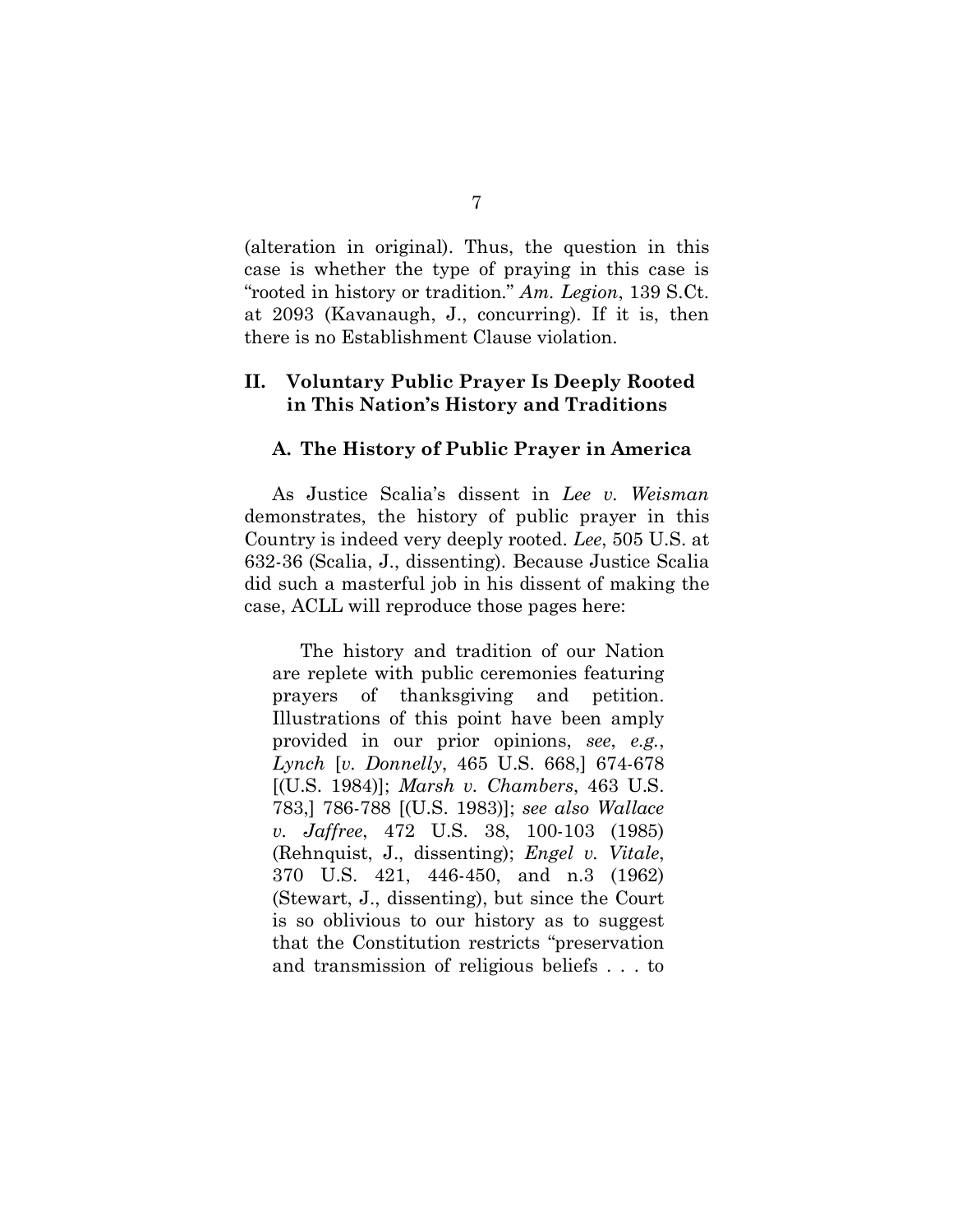(alteration in original). Thus, the question in this case is whether the type of praying in this case is "rooted in history or tradition." *Am. Legion*, 139 S.Ct. at 2093 (Kavanaugh, J., concurring). If it is, then there is no Establishment Clause violation.

## II. Voluntary Public Prayer Is Deeply Rooted in This Nation's History and Traditions

### A. The History of Public Prayer in America

As Justice Scalia's dissent in *Lee v. Weisman* demonstrates, the history of public prayer in this Country is indeed very deeply rooted. *Lee*, 505 U.S. at 632-36 (Scalia, J., dissenting). Because Justice Scalia did such a masterful job in his dissent of making the case, ACLL will reproduce those pages here:

> The history and tradition of our Nation are replete with public ceremonies featuring prayers of thanksgiving and petition. Illustrations of this point have been amply provided in our prior opinions, *see*, *e.g.*, *Lynch* [*v. Donnelly*, 465 U.S. 668,] 674-678 [(U.S. 1984)]; *Marsh v. Chambers*, 463 U.S. 783,] 786-788 [(U.S. 1983)]; *see also Wallace v. Jaffree*, 472 U.S. 38, 100-103 (1985) (Rehnquist, J., dissenting); *Engel v. Vitale*, 370 U.S. 421, 446-450, and n.3 (1962) (Stewart, J., dissenting), but since the Court is so oblivious to our history as to suggest that the Constitution restricts "preservation and transmission of religious beliefs . . . to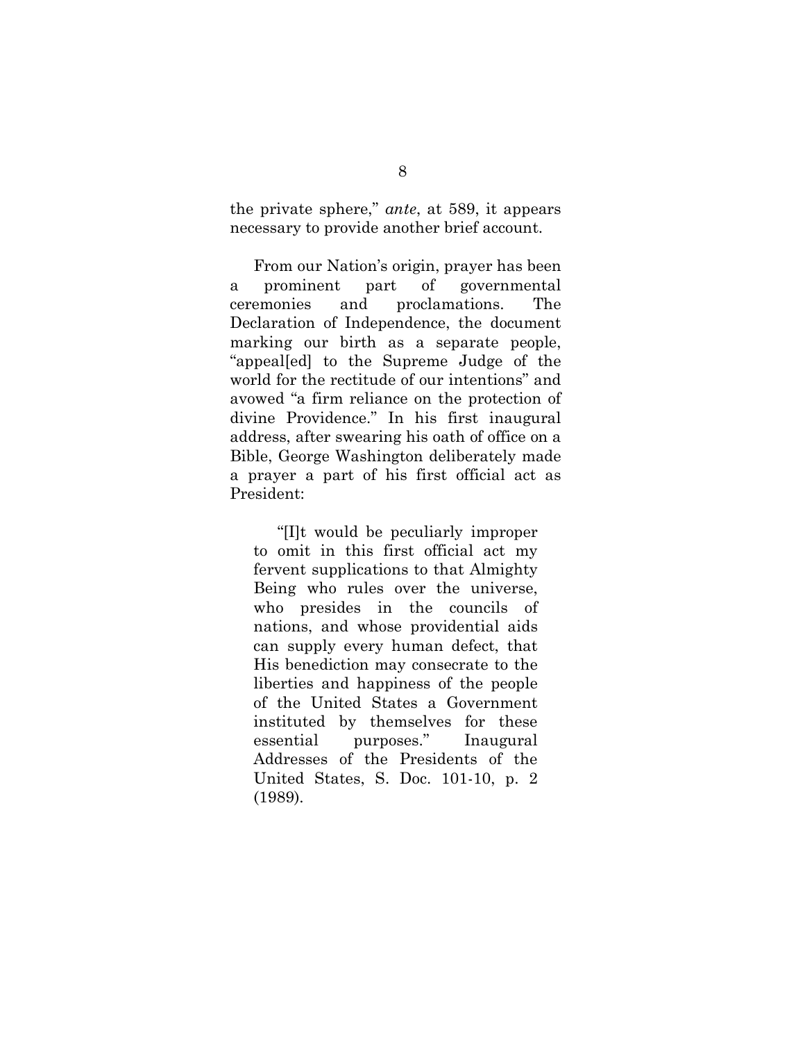the private sphere," *ante*, at 589, it appears necessary to provide another brief account.

From our Nation's origin, prayer has been a prominent part of governmental ceremonies and proclamations. The Declaration of Independence, the document marking our birth as a separate people, "appeal[ed] to the Supreme Judge of the world for the rectitude of our intentions" and avowed "a firm reliance on the protection of divine Providence." In his first inaugural address, after swearing his oath of office on a Bible, George Washington deliberately made a prayer a part of his first official act as President:

> "[I]t would be peculiarly improper to omit in this first official act my fervent supplications to that Almighty Being who rules over the universe, who presides in the councils of nations, and whose providential aids can supply every human defect, that His benediction may consecrate to the liberties and happiness of the people of the United States a Government instituted by themselves for these essential purposes." Inaugural Addresses of the Presidents of the United States, S. Doc. 101-10, p. 2 (1989).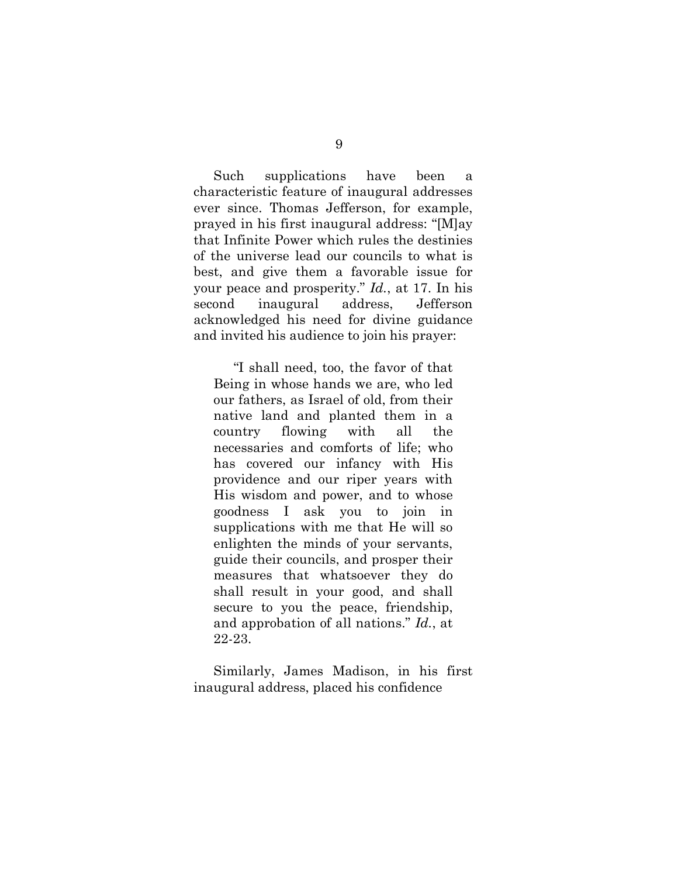Such supplications have been a characteristic feature of inaugural addresses ever since. Thomas Jefferson, for example, prayed in his first inaugural address: "[M]ay that Infinite Power which rules the destinies of the universe lead our councils to what is best, and give them a favorable issue for your peace and prosperity." *Id.*, at 17. In his second inaugural address, Jefferson acknowledged his need for divine guidance and invited his audience to join his prayer:

> "I shall need, too, the favor of that Being in whose hands we are, who led our fathers, as Israel of old, from their native land and planted them in a country flowing with all the necessaries and comforts of life; who has covered our infancy with His providence and our riper years with His wisdom and power, and to whose goodness I ask you to join in supplications with me that He will so enlighten the minds of your servants, guide their councils, and prosper their measures that whatsoever they do shall result in your good, and shall secure to you the peace, friendship, and approbation of all nations." *Id.*, at 22-23.

Similarly, James Madison, in his first inaugural address, placed his confidence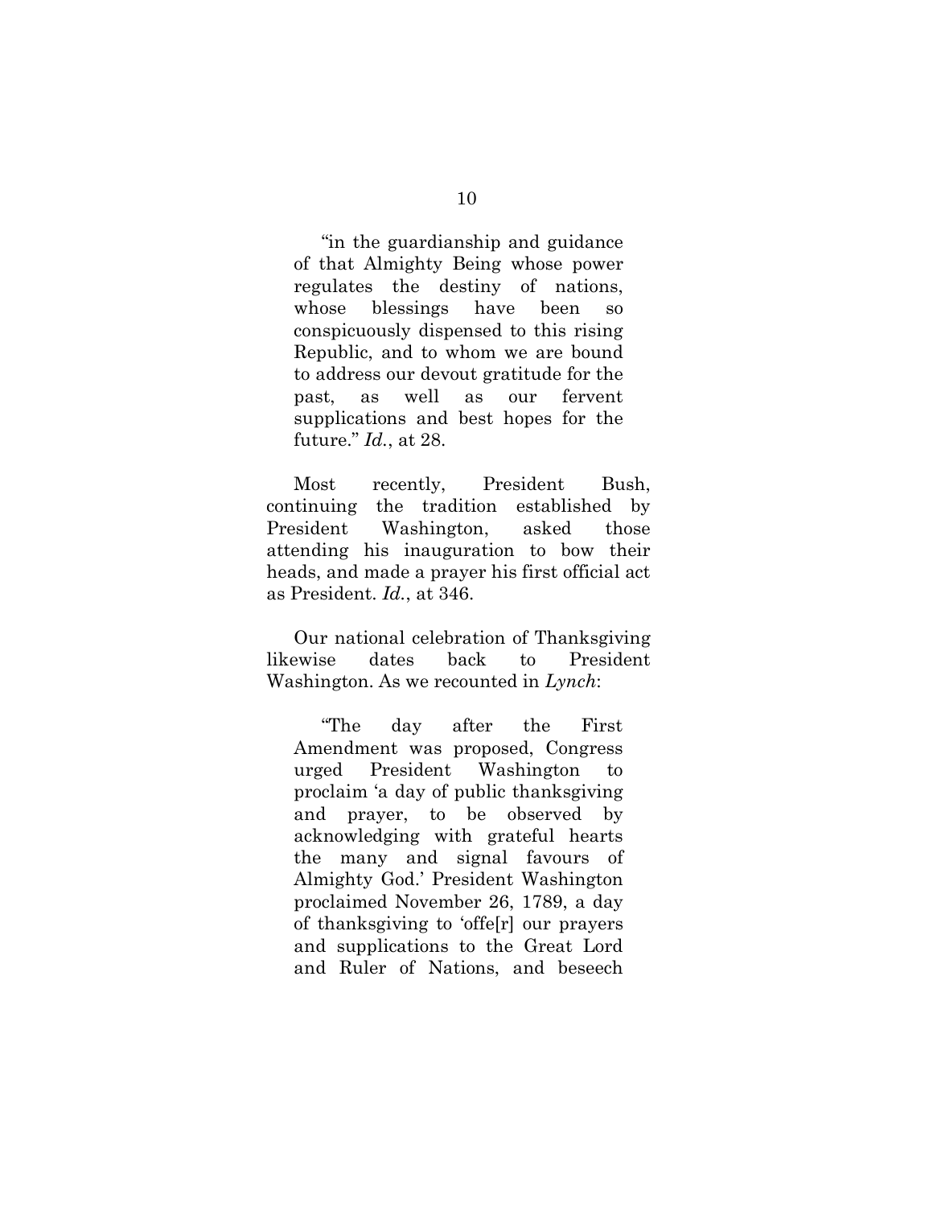> "in the guardianship and guidance of that Almighty Being whose power regulates the destiny of nations, whose blessings have been so conspicuously dispensed to this rising Republic, and to whom we are bound to address our devout gratitude for the past, as well as our fervent supplications and best hopes for the future." *Id.*, at 28.

Most recently, President Bush, continuing the tradition established by President Washington, asked those attending his inauguration to bow their heads, and made a prayer his first official act as President. *Id.*, at 346.

Our national celebration of Thanksgiving likewise dates back to President Washington. As we recounted in *Lynch*:

> "The day after the First Amendment was proposed, Congress urged President Washington to proclaim 'a day of public thanksgiving and prayer, to be observed by acknowledging with grateful hearts the many and signal favours of Almighty God.' President Washington proclaimed November 26, 1789, a day of thanksgiving to 'offe[r] our prayers and supplications to the Great Lord and Ruler of Nations, and beseech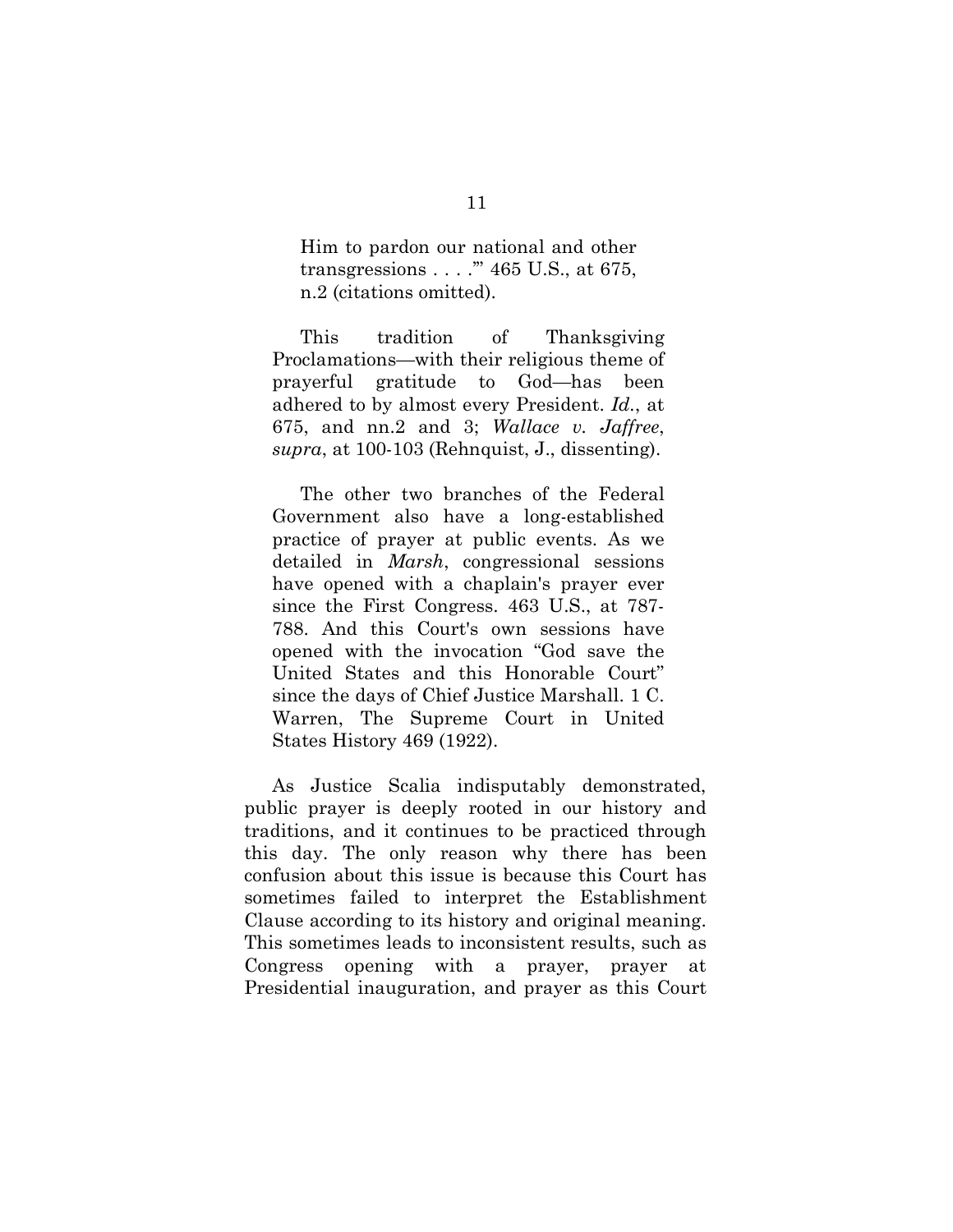> Him to pardon our national and other transgressions . . . .'" 465 U.S., at 675, n.2 (citations omitted).
>
> This tradition of Thanksgiving Proclamations—with their religious theme of prayerful gratitude to God—has been adhered to by almost every President. *Id.*, at 675, and nn.2 and 3; *Wallace v. Jaffree*, *supra*, at 100-103 (Rehnquist, J., dissenting).
>
> The other two branches of the Federal Government also have a long-established practice of prayer at public events. As we detailed in *Marsh*, congressional sessions have opened with a chaplain's prayer ever since the First Congress. 463 U.S., at 787-788. And this Court's own sessions have opened with the invocation "God save the United States and this Honorable Court" since the days of Chief Justice Marshall. 1 C. Warren, The Supreme Court in United States History 469 (1922).

As Justice Scalia indisputably demonstrated, public prayer is deeply rooted in our history and traditions, and it continues to be practiced through this day. The only reason why there has been confusion about this issue is because this Court has sometimes failed to interpret the Establishment Clause according to its history and original meaning. This sometimes leads to inconsistent results, such as Congress opening with a prayer, prayer at Presidential inauguration, and prayer as this Court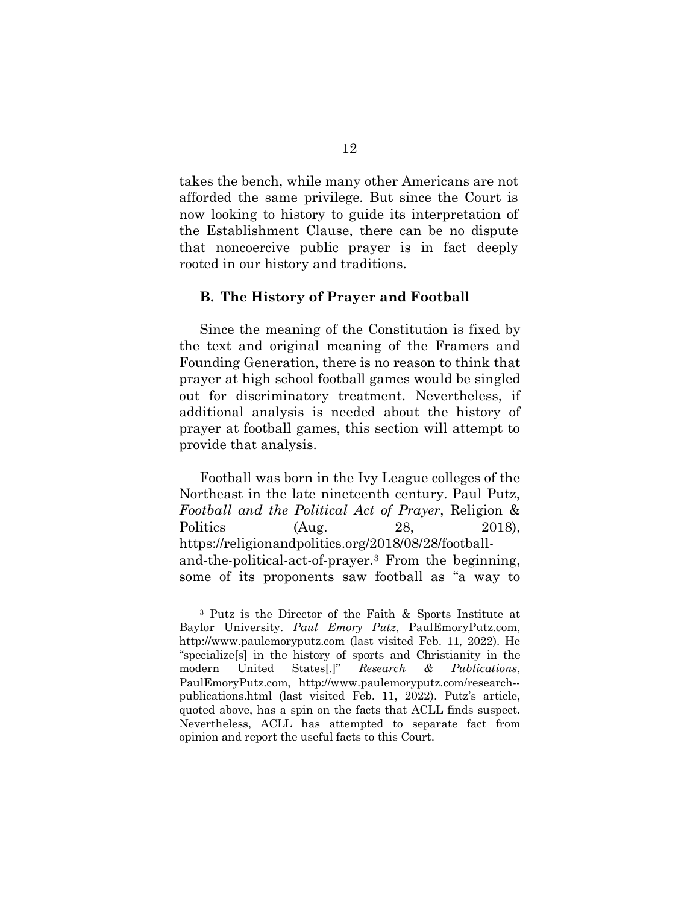takes the bench, while many other Americans are not afforded the same privilege. But since the Court is now looking to history to guide its interpretation of the Establishment Clause, there can be no dispute that noncoercive public prayer is in fact deeply rooted in our history and traditions.

### B. The History of Prayer and Football

Since the meaning of the Constitution is fixed by the text and original meaning of the Framers and Founding Generation, there is no reason to think that prayer at high school football games would be singled out for discriminatory treatment. Nevertheless, if additional analysis is needed about the history of prayer at football games, this section will attempt to provide that analysis.

Football was born in the Ivy League colleges of the Northeast in the late nineteenth century. Paul Putz, *Football and the Political Act of Prayer*, Religion & Politics (Aug. 28, 2018), https://religionandpolitics.org/2018/08/28/football-and-the-political-act-of-prayer.[3] From the beginning, some of its proponents saw football as "a way to

---

[3] Putz is the Director of the Faith & Sports Institute at Baylor University. *Paul Emory Putz*, PaulEmoryPutz.com, http://www.paulemoryputz.com (last visited Feb. 11, 2022). He "specialize[s] in the history of sports and Christianity in the modern United States[.]" *Research & Publications*, PaulEmoryPutz.com, http://www.paulemoryputz.com/research--publications.html (last visited Feb. 11, 2022). Putz's article, quoted above, has a spin on the facts that ACLL finds suspect. Nevertheless, ACLL has attempted to separate fact from opinion and report the useful facts to this Court.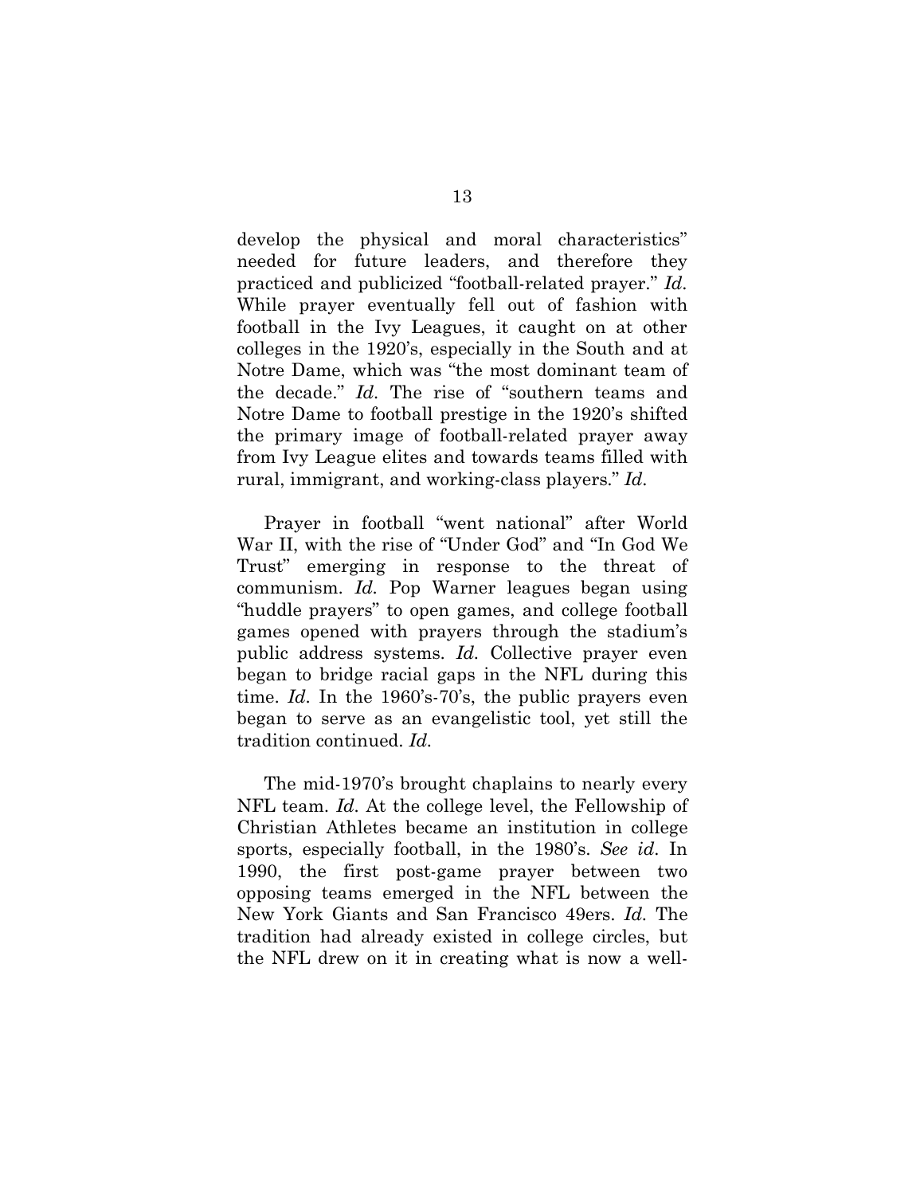develop the physical and moral characteristics" needed for future leaders, and therefore they practiced and publicized "football-related prayer." *Id.* While prayer eventually fell out of fashion with football in the Ivy Leagues, it caught on at other colleges in the 1920's, especially in the South and at Notre Dame, which was "the most dominant team of the decade." *Id.* The rise of "southern teams and Notre Dame to football prestige in the 1920's shifted the primary image of football-related prayer away from Ivy League elites and towards teams filled with rural, immigrant, and working-class players." *Id.*

Prayer in football "went national" after World War II, with the rise of "Under God" and "In God We Trust" emerging in response to the threat of communism. *Id.* Pop Warner leagues began using "huddle prayers" to open games, and college football games opened with prayers through the stadium's public address systems. *Id.* Collective prayer even began to bridge racial gaps in the NFL during this time. *Id.* In the 1960's-70's, the public prayers even began to serve as an evangelistic tool, yet still the tradition continued. *Id.*

The mid-1970's brought chaplains to nearly every NFL team. *Id.* At the college level, the Fellowship of Christian Athletes became an institution in college sports, especially football, in the 1980's. *See id.* In 1990, the first post-game prayer between two opposing teams emerged in the NFL between the New York Giants and San Francisco 49ers. *Id.* The tradition had already existed in college circles, but the NFL drew on it in creating what is now a well-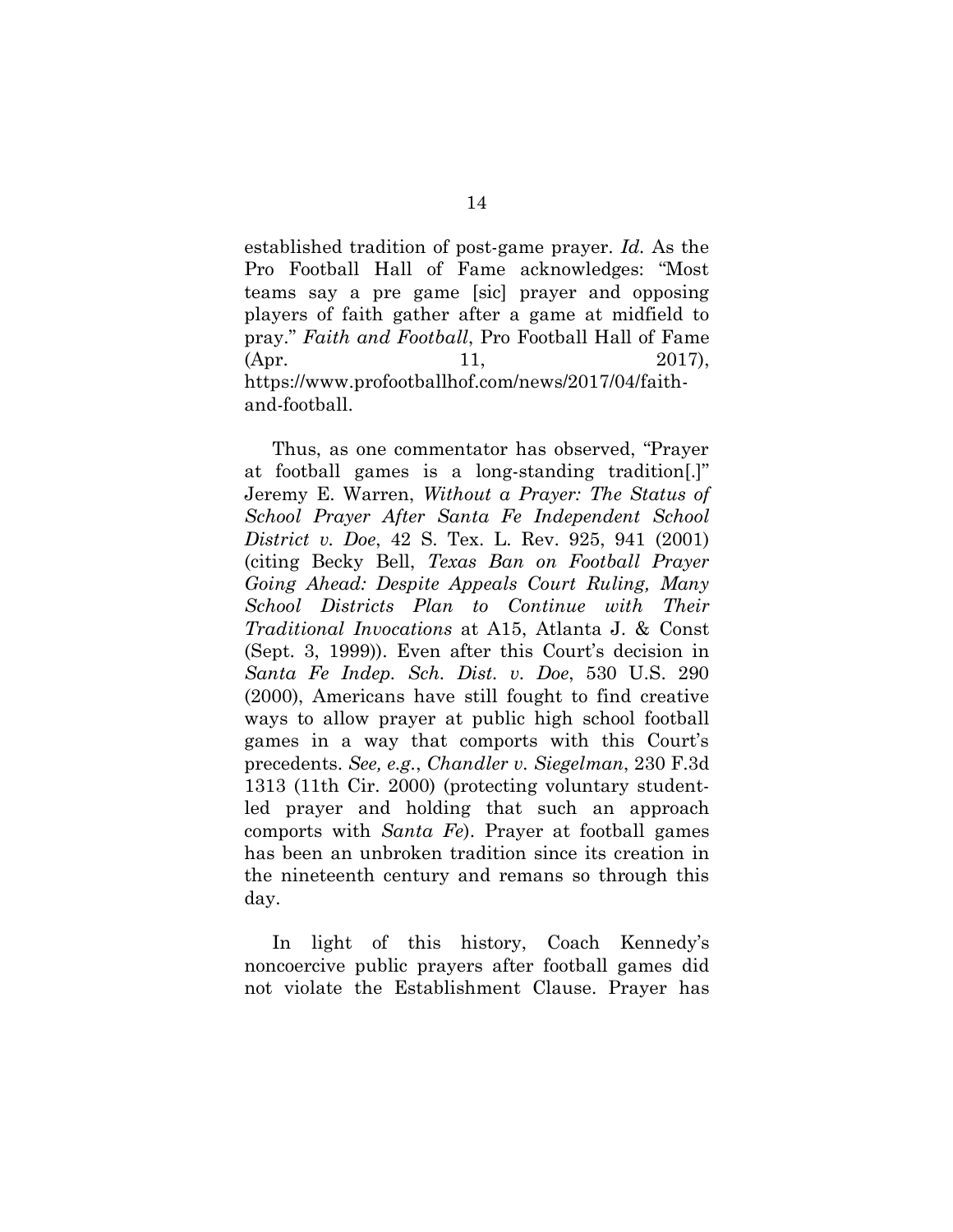established tradition of post-game prayer. *Id.* As the Pro Football Hall of Fame acknowledges: "Most teams say a pre game [sic] prayer and opposing players of faith gather after a game at midfield to pray." *Faith and Football*, Pro Football Hall of Fame (Apr. 11, 2017), https://www.profootballhof.com/news/2017/04/faith-and-football.

Thus, as one commentator has observed, "Prayer at football games is a long-standing tradition[.]" Jeremy E. Warren, *Without a Prayer: The Status of School Prayer After Santa Fe Independent School District v. Doe*, 42 S. Tex. L. Rev. 925, 941 (2001) (citing Becky Bell, *Texas Ban on Football Prayer Going Ahead: Despite Appeals Court Ruling, Many School Districts Plan to Continue with Their Traditional Invocations* at A15, Atlanta J. & Const (Sept. 3, 1999)). Even after this Court's decision in *Santa Fe Indep. Sch. Dist. v. Doe*, 530 U.S. 290 (2000), Americans have still fought to find creative ways to allow prayer at public high school football games in a way that comports with this Court's precedents. *See, e.g.*, *Chandler v. Siegelman*, 230 F.3d 1313 (11th Cir. 2000) (protecting voluntary student-led prayer and holding that such an approach comports with *Santa Fe*). Prayer at football games has been an unbroken tradition since its creation in the nineteenth century and remans so through this day.

In light of this history, Coach Kennedy's noncoercive public prayers after football games did not violate the Establishment Clause. Prayer has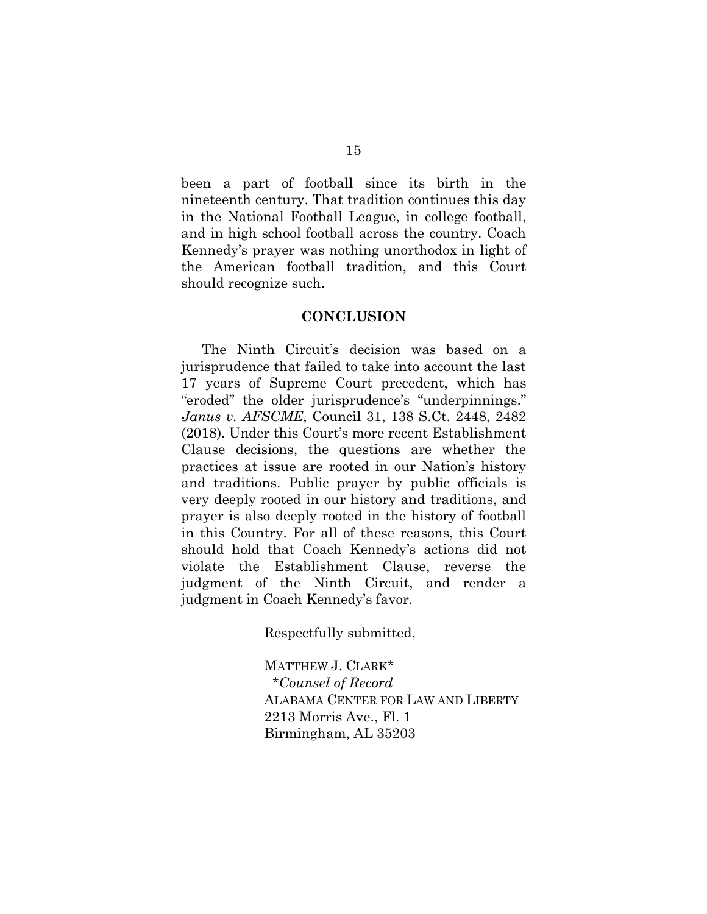been a part of football since its birth in the nineteenth century. That tradition continues this day in the National Football League, in college football, and in high school football across the country. Coach Kennedy's prayer was nothing unorthodox in light of the American football tradition, and this Court should recognize such.

## CONCLUSION

The Ninth Circuit's decision was based on a jurisprudence that failed to take into account the last 17 years of Supreme Court precedent, which has "eroded" the older jurisprudence's "underpinnings." *Janus v. AFSCME*, Council 31, 138 S.Ct. 2448, 2482 (2018). Under this Court's more recent Establishment Clause decisions, the questions are whether the practices at issue are rooted in our Nation's history and traditions. Public prayer by public officials is very deeply rooted in our history and traditions, and prayer is also deeply rooted in the history of football in this Country. For all of these reasons, this Court should hold that Coach Kennedy's actions did not violate the Establishment Clause, reverse the judgment of the Ninth Circuit, and render a judgment in Coach Kennedy's favor.

Respectfully submitted,

MATTHEW J. CLARK*
*\*Counsel of Record*
ALABAMA CENTER FOR LAW AND LIBERTY
2213 Morris Ave., Fl. 1
Birmingham, AL 35203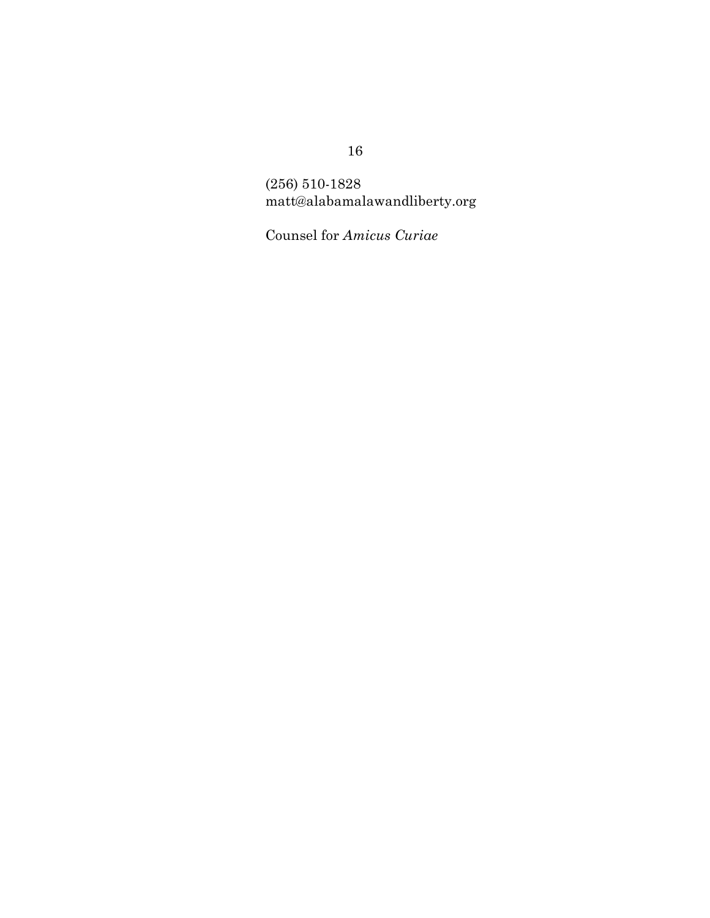(256) 510-1828
matt@alabamalawandliberty.org

Counsel for *Amicus Curiae*